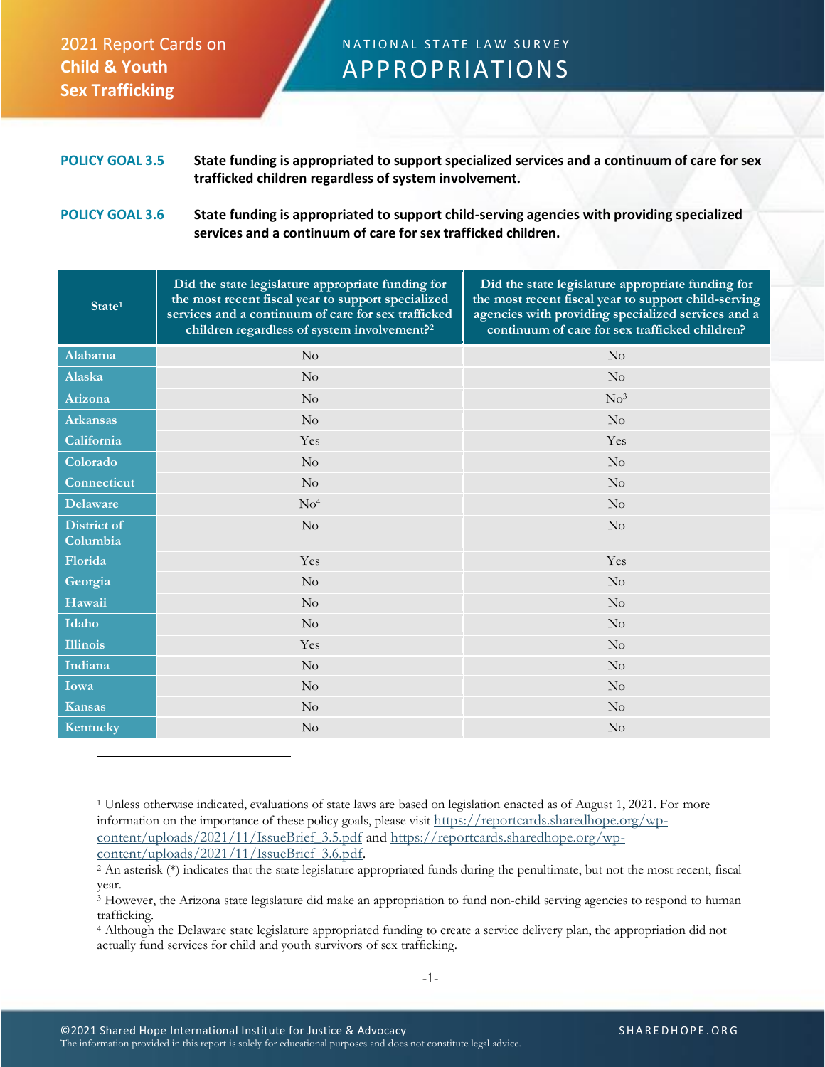2021 Report Cards on **Child & Youth Sex Trafficking**

# NATIONAL STATE LAW SURVEY APPROPRIATIONS

**POLICY GOAL 3.5** **State funding is appropriated to support specialized services and a continuum of care for sex trafficked children regardless of system involvement.**

**POLICY GOAL 3.6** **State funding is appropriated to support child-serving agencies with providing specialized services and a continuum of care for sex trafficked children.**

| State[1] | Did the state legislature appropriate funding for the most recent fiscal year to support specialized services and a continuum of care for sex trafficked children regardless of system involvement?[2] | Did the state legislature appropriate funding for the most recent fiscal year to support child-serving agencies with providing specialized services and a continuum of care for sex trafficked children? |
|---|---|---|
| Alabama | No | No |
| Alaska | No | No |
| Arizona | No | No[3] |
| Arkansas | No | No |
| California | Yes | Yes |
| Colorado | No | No |
| Connecticut | No | No |
| Delaware | No[4] | No |
| District of Columbia | No | No |
| Florida | Yes | Yes |
| Georgia | No | No |
| Hawaii | No | No |
| Idaho | No | No |
| Illinois | Yes | No |
| Indiana | No | No |
| Iowa | No | No |
| Kansas | No | No |
| Kentucky | No | No |

[1] Unless otherwise indicated, evaluations of state laws are based on legislation enacted as of August 1, 2021. For more information on the importance of these policy goals, please visit https://reportcards.sharedhope.org/wp-content/uploads/2021/11/IssueBrief_3.5.pdf and https://reportcards.sharedhope.org/wp-content/uploads/2021/11/IssueBrief_3.6.pdf.

[2] An asterisk (*) indicates that the state legislature appropriated funds during the penultimate, but not the most recent, fiscal year.

[3] However, the Arizona state legislature did make an appropriation to fund non-child serving agencies to respond to human trafficking.

[4] Although the Delaware state legislature appropriated funding to create a service delivery plan, the appropriation did not actually fund services for child and youth survivors of sex trafficking.

©2021 Shared Hope International Institute for Justice & Advocacy
The information provided in this report is solely for educational purposes and does not constitute legal advice.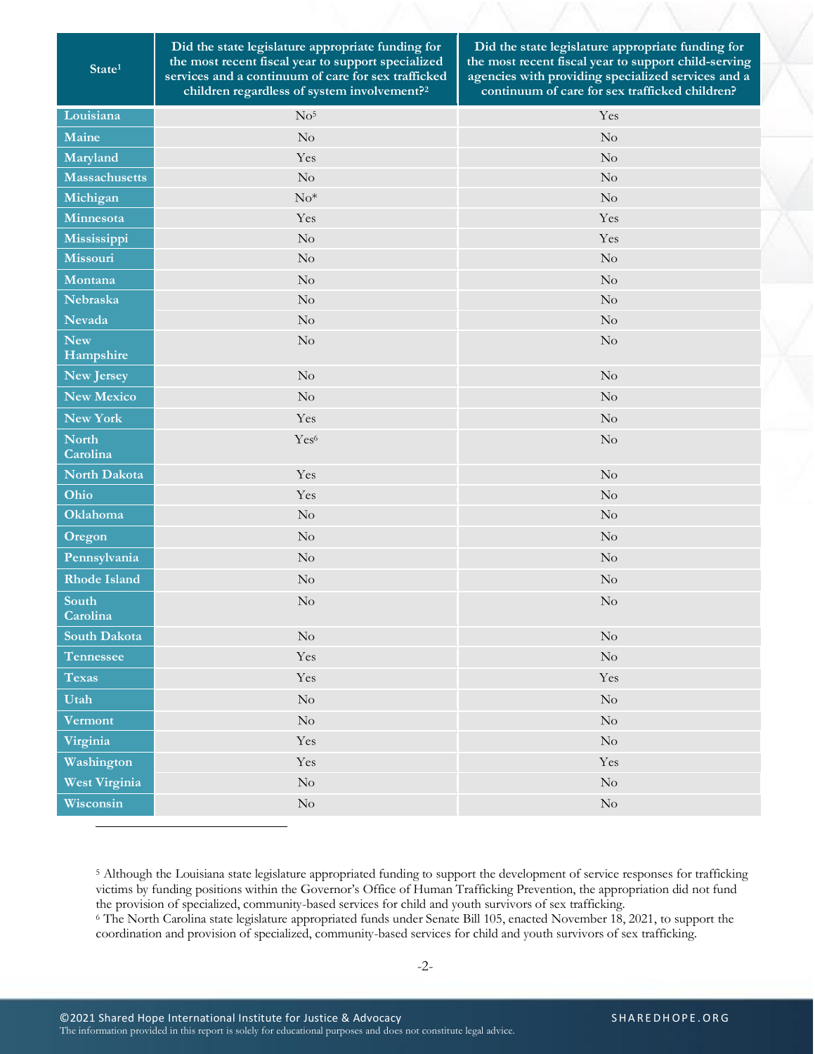| State[1] | Did the state legislature appropriate funding for the most recent fiscal year to support specialized services and a continuum of care for sex trafficked children regardless of system involvement?[2] | Did the state legislature appropriate funding for the most recent fiscal year to support child-serving agencies with providing specialized services and a continuum of care for sex trafficked children? |
|---|---|---|
| Louisiana | No[5] | Yes |
| Maine | No | No |
| Maryland | Yes | No |
| Massachusetts | No | No |
| Michigan | No* | No |
| Minnesota | Yes | Yes |
| Mississippi | No | Yes |
| Missouri | No | No |
| Montana | No | No |
| Nebraska | No | No |
| Nevada | No | No |
| New Hampshire | No | No |
| New Jersey | No | No |
| New Mexico | No | No |
| New York | Yes | No |
| North Carolina | Yes[6] | No |
| North Dakota | Yes | No |
| Ohio | Yes | No |
| Oklahoma | No | No |
| Oregon | No | No |
| Pennsylvania | No | No |
| Rhode Island | No | No |
| South Carolina | No | No |
| South Dakota | No | No |
| Tennessee | Yes | No |
| Texas | Yes | Yes |
| Utah | No | No |
| Vermont | No | No |
| Virginia | Yes | No |
| Washington | Yes | Yes |
| West Virginia | No | No |
| Wisconsin | No | No |

[5] Although the Louisiana state legislature appropriated funding to support the development of service responses for trafficking victims by funding positions within the Governor's Office of Human Trafficking Prevention, the appropriation did not fund the provision of specialized, community-based services for child and youth survivors of sex trafficking.

[6] The North Carolina state legislature appropriated funds under Senate Bill 105, enacted November 18, 2021, to support the coordination and provision of specialized, community-based services for child and youth survivors of sex trafficking.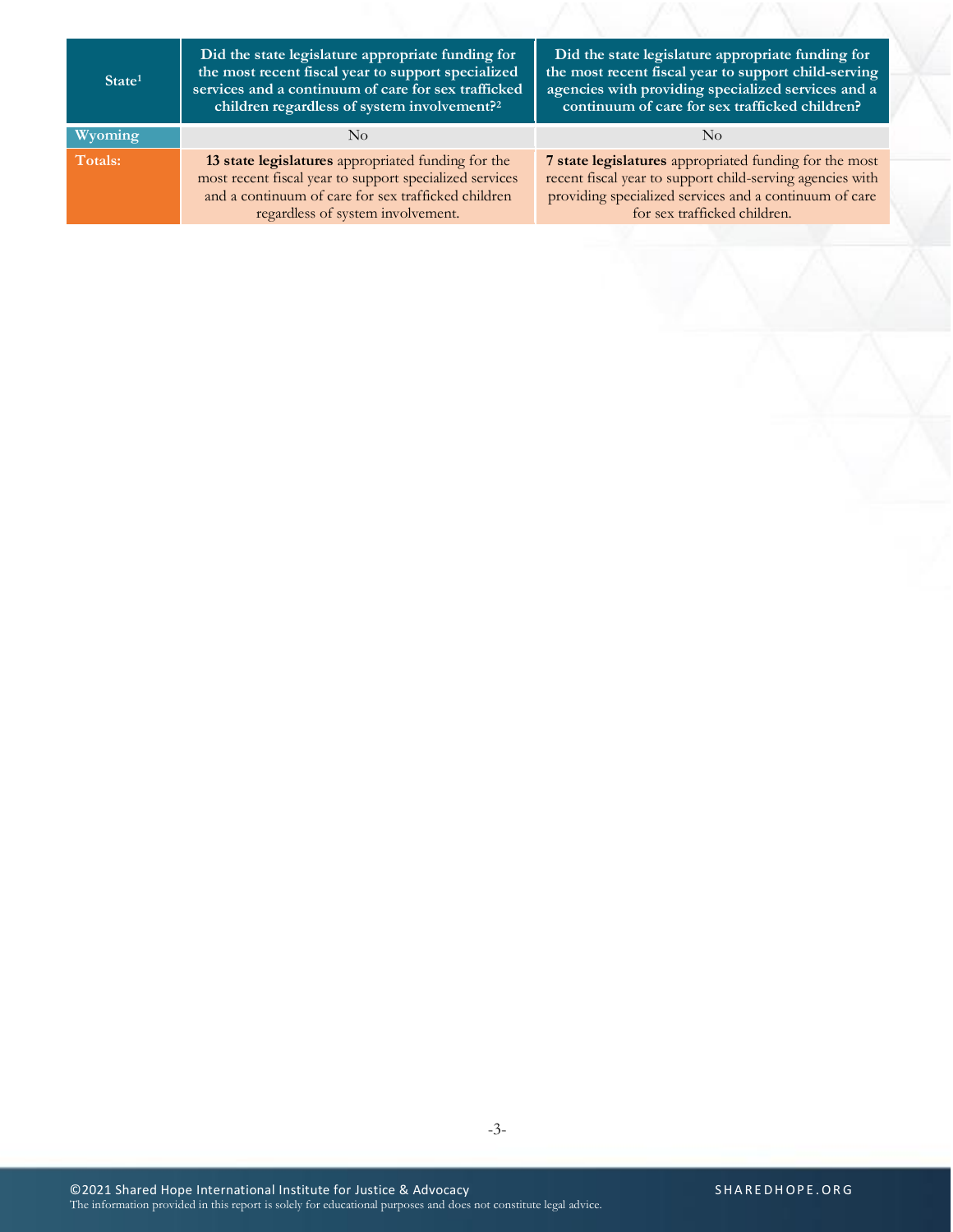| State[1] | Did the state legislature appropriate funding for the most recent fiscal year to support specialized services and a continuum of care for sex trafficked children regardless of system involvement?[2] | Did the state legislature appropriate funding for the most recent fiscal year to support child-serving agencies with providing specialized services and a continuum of care for sex trafficked children? |
|---|---|---|
| Wyoming | No | No |
| Totals: | **13 state legislatures** appropriated funding for the most recent fiscal year to support specialized services and a continuum of care for sex trafficked children regardless of system involvement. | **7 state legislatures** appropriated funding for the most recent fiscal year to support child-serving agencies with providing specialized services and a continuum of care for sex trafficked children. |